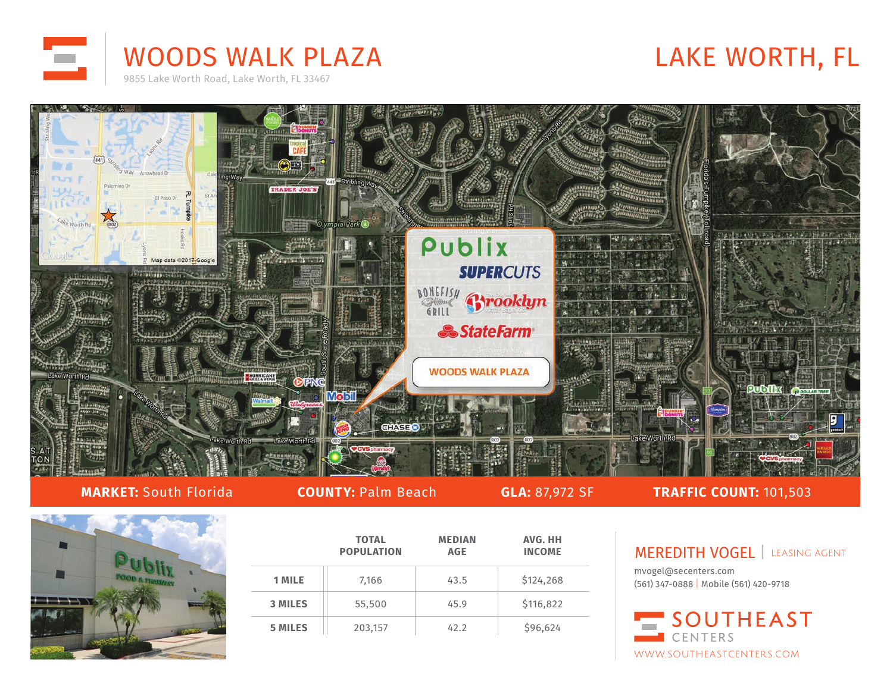# WOODS WALK PLAZA

9855 Lake Worth Road, Lake Worth, FL 33467

# LAKE WORTH, FL

**MARKET:** South Florida **COUNTY:** Palm Beach **GLA:** 87,972 SF **TRAFFIC COUNT:** 101,503

| | TOTAL POPULATION | MEDIAN AGE | AVG. HH INCOME |
|---|---|---|---|
| **1 MILE** | 7,166 | 43.5 | $124,268 |
| **3 MILES** | 55,500 | 45.9 | $116,822 |
| **5 MILES** | 203,157 | 42.2 | $96,624 |

## MEREDITH VOGEL | LEASING AGENT

mvogel@secenters.com
(561) 347-0888 | Mobile (561) 420-9718

SOUTHEAST CENTERS
WWW.SOUTHEASTCENTERS.COM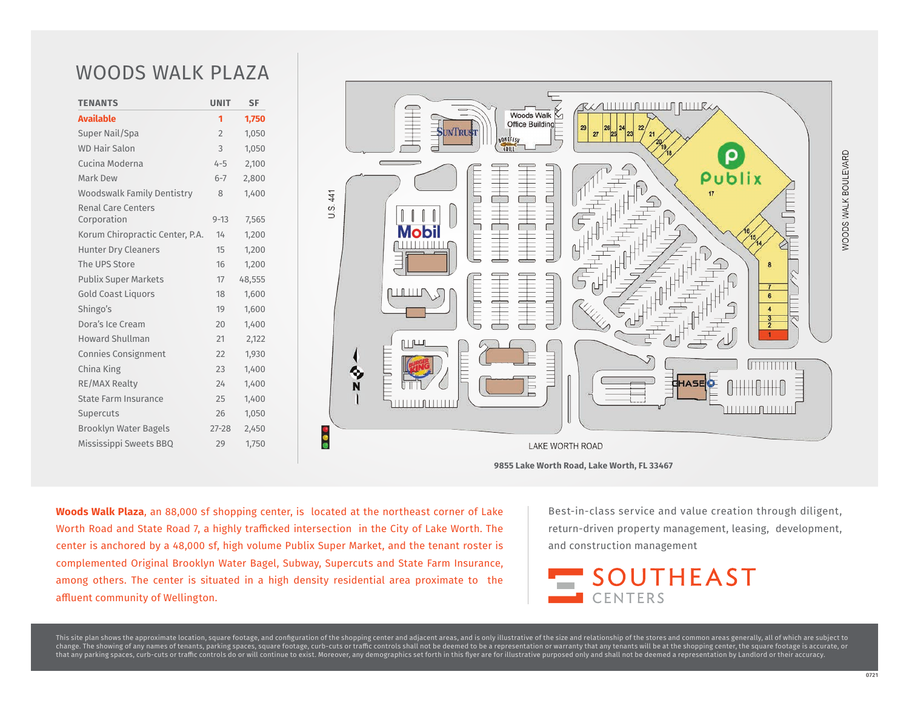# WOODS WALK PLAZA

| TENANTS | UNIT | SF |
|---|---|---|
| **Available** | **1** | **1,750** |
| Super Nail/Spa | 2 | 1,050 |
| WD Hair Salon | 3 | 1,050 |
| Cucina Moderna | 4-5 | 2,100 |
| Mark Dew | 6-7 | 2,800 |
| Woodswalk Family Dentistry | 8 | 1,400 |
| Renal Care Centers Corporation | 9-13 | 7,565 |
| Korum Chiropractic Center, P.A. | 14 | 1,200 |
| Hunter Dry Cleaners | 15 | 1,200 |
| The UPS Store | 16 | 1,200 |
| Publix Super Markets | 17 | 48,555 |
| Gold Coast Liquors | 18 | 1,600 |
| Shingo's | 19 | 1,600 |
| Dora's Ice Cream | 20 | 1,400 |
| Howard Shullman | 21 | 2,122 |
| Connies Consignment | 22 | 1,930 |
| China King | 23 | 1,400 |
| RE/MAX Realty | 24 | 1,400 |
| State Farm Insurance | 25 | 1,400 |
| Supercuts | 26 | 1,050 |
| Brooklyn Water Bagels | 27-28 | 2,450 |
| Mississippi Sweets BBQ | 29 | 1,750 |

Woods Walk Office Building

U.S. 441

WOODS WALK BOULEVARD

LAKE WORTH ROAD

N

9855 Lake Worth Road, Lake Worth, FL 33467

**Woods Walk Plaza**, an 88,000 sf shopping center, is located at the northeast corner of Lake Worth Road and State Road 7, a highly trafficked intersection in the City of Lake Worth. The center is anchored by a 48,000 sf, high volume Publix Super Market, and the tenant roster is complemented Original Brooklyn Water Bagel, Subway, Supercuts and State Farm Insurance, among others. The center is situated in a high density residential area proximate to the affluent community of Wellington.

Best-in-class service and value creation through diligent, return-driven property management, leasing, development, and construction management

SOUTHEAST CENTERS

This site plan shows the approximate location, square footage, and configuration of the shopping center and adjacent areas, and is only illustrative of the size and relationship of the stores and common areas generally, all of which are subject to change. The showing of any names of tenants, parking spaces, square footage, curb-cuts or traffic controls shall not be deemed to be a representation or warranty that any tenants will be at the shopping center, the square footage is accurate, or that any parking spaces, curb-cuts or traffic controls do or will continue to exist. Moreover, any demographics set forth in this flyer are for illustrative purposed only and shall not be deemed a representation by Landlord or their accuracy.

0721